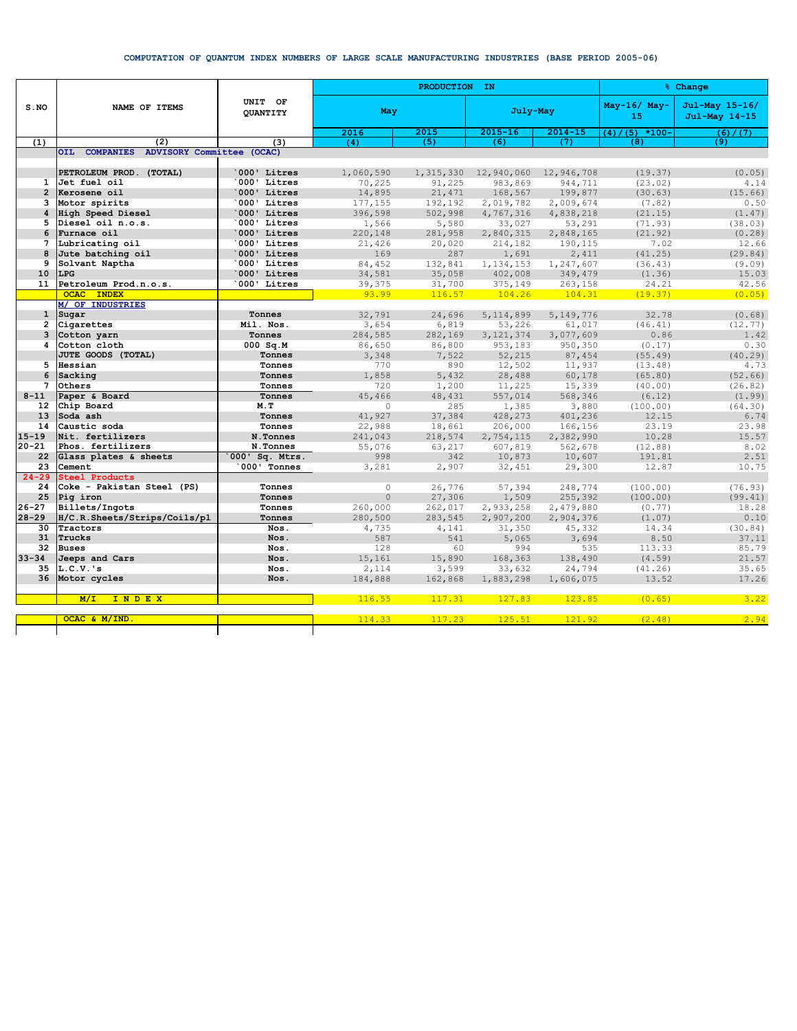# COMPUTATION OF QUANTUM INDEX NUMBERS OF LARGE SCALE MANUFACTURING INDUSTRIES (BASE PERIOD 2005-06)

| S.NO | NAME OF ITEMS | UNIT OF QUANTITY | PRODUCTION IN | | | | % Change | |
|---|---|---|---|---|---|---|---|---|
| | | | May | | July-May | | May-16/ May-15 | Jul-May 15-16/ Jul-May 14-15 |
| | | | 2016 | 2015 | 2015-16 | 2014-15 | (4)/(5) *100- | (6)/(7) |
| (1) | (2) | (3) | (4) | (5) | (6) | (7) | (8) | (9) |
| | OIL COMPANIES ADVISORY Committee (OCAC) | | | | | | | |
| | PETROLEUM PROD. (TOTAL) | `000' Litres | 1,060,590 | 1,315,330 | 12,940,060 | 12,946,708 | (19.37) | (0.05) |
| 1 | Jet fuel oil | `000' Litres | 70,225 | 91,225 | 983,869 | 944,711 | (23.02) | 4.14 |
| 2 | Kerosene oil | `000' Litres | 14,895 | 21,471 | 168,567 | 199,877 | (30.63) | (15.66) |
| 3 | Motor spirits | `000' Litres | 177,155 | 192,192 | 2,019,782 | 2,009,674 | (7.82) | 0.50 |
| 4 | High Speed Diesel | `000' Litres | 396,598 | 502,998 | 4,767,316 | 4,838,218 | (21.15) | (1.47) |
| 5 | Diesel oil n.o.s. | `000' Litres | 1,566 | 5,580 | 33,027 | 53,291 | (71.93) | (38.03) |
| 6 | Furnace oil | `000' Litres | 220,148 | 281,958 | 2,840,315 | 2,848,165 | (21.92) | (0.28) |
| 7 | Lubricating oil | `000' Litres | 21,426 | 20,020 | 214,182 | 190,115 | 7.02 | 12.66 |
| 8 | Jute batching oil | `000' Litres | 169 | 287 | 1,691 | 2,411 | (41.25) | (29.84) |
| 9 | Solvant Naptha | `000' Litres | 84,452 | 132,841 | 1,134,153 | 1,247,607 | (36.43) | (9.09) |
| 10 | LPG | `000' Litres | 34,581 | 35,058 | 402,008 | 349,479 | (1.36) | 15.03 |
| 11 | Petroleum Prod.n.o.s. | `000' Litres | 39,375 | 31,700 | 375,149 | 263,158 | 24.21 | 42.56 |
| | OCAC INDEX | | 93.99 | 116.57 | 104.26 | 104.31 | (19.37) | (0.05) |
| | M/ OF INDUSTRIES | | | | | | | |
| 1 | Sugar | Tonnes | 32,791 | 24,696 | 5,114,899 | 5,149,776 | 32.78 | (0.68) |
| 2 | Cigarettes | Mil. Nos. | 3,654 | 6,819 | 53,226 | 61,017 | (46.41) | (12.77) |
| 3 | Cotton yarn | Tonnes | 284,585 | 282,169 | 3,121,374 | 3,077,609 | 0.86 | 1.42 |
| 4 | Cotton cloth | 000 Sq.M | 86,650 | 86,800 | 953,183 | 950,350 | (0.17) | 0.30 |
| | JUTE GOODS (TOTAL) | Tonnes | 3,348 | 7,522 | 52,215 | 87,454 | (55.49) | (40.29) |
| 5 | Hessian | Tonnes | 770 | 890 | 12,502 | 11,937 | (13.48) | 4.73 |
| 6 | Sacking | Tonnes | 1,858 | 5,432 | 28,488 | 60,178 | (65.80) | (52.66) |
| 7 | Others | Tonnes | 720 | 1,200 | 11,225 | 15,339 | (40.00) | (26.82) |
| 8-11 | Paper & Board | Tonnes | 45,466 | 48,431 | 557,014 | 568,346 | (6.12) | (1.99) |
| 12 | Chip Board | M.T | 0 | 285 | 1,385 | 3,880 | (100.00) | (64.30) |
| 13 | Soda ash | Tonnes | 41,927 | 37,384 | 428,273 | 401,236 | 12.15 | 6.74 |
| 14 | Caustic soda | Tonnes | 22,988 | 18,661 | 206,000 | 166,156 | 23.19 | 23.98 |
| 15-19 | Nit. fertilizers | N.Tonnes | 241,043 | 218,574 | 2,754,115 | 2,382,990 | 10.28 | 15.57 |
| 20-21 | Phos. fertilizers | N.Tonnes | 55,076 | 63,217 | 607,819 | 562,678 | (12.88) | 8.02 |
| 22 | Glass plates & sheets | `000' Sq. Mtrs. | 998 | 342 | 10,873 | 10,607 | 191.81 | 2.51 |
| 23 | Cement | `000' Tonnes | 3,281 | 2,907 | 32,451 | 29,300 | 12.87 | 10.75 |
| 24-29 | Steel Products | | | | | | | |
| 24 | Coke - Pakistan Steel (PS) | Tonnes | 0 | 26,776 | 57,394 | 248,774 | (100.00) | (76.93) |
| 25 | Pig iron | Tonnes | 0 | 27,306 | 1,509 | 255,392 | (100.00) | (99.41) |
| 26-27 | Billets/Ingots | Tonnes | 260,000 | 262,017 | 2,933,258 | 2,479,880 | (0.77) | 18.28 |
| 28-29 | H/C.R.Sheets/Strips/Coils/pl | Tonnes | 280,500 | 283,545 | 2,907,200 | 2,904,376 | (1.07) | 0.10 |
| 30 | Tractors | Nos. | 4,735 | 4,141 | 31,350 | 45,332 | 14.34 | (30.84) |
| 31 | Trucks | Nos. | 587 | 541 | 5,065 | 3,694 | 8.50 | 37.11 |
| 32 | Buses | Nos. | 128 | 60 | 994 | 535 | 113.33 | 85.79 |
| 33-34 | Jeeps and Cars | Nos. | 15,161 | 15,890 | 168,363 | 138,490 | (4.59) | 21.57 |
| 35 | L.C.V.'s | Nos. | 2,114 | 3,599 | 33,632 | 24,794 | (41.26) | 35.65 |
| 36 | Motor cycles | Nos. | 184,888 | 162,868 | 1,883,298 | 1,606,075 | 13.52 | 17.26 |
| | M/I INDEX | | 116.55 | 117.31 | 127.83 | 123.85 | (0.65) | 3.22 |
| | OCAC & M/IND. | | 114.33 | 117.23 | 125.51 | 121.92 | (2.48) | 2.94 |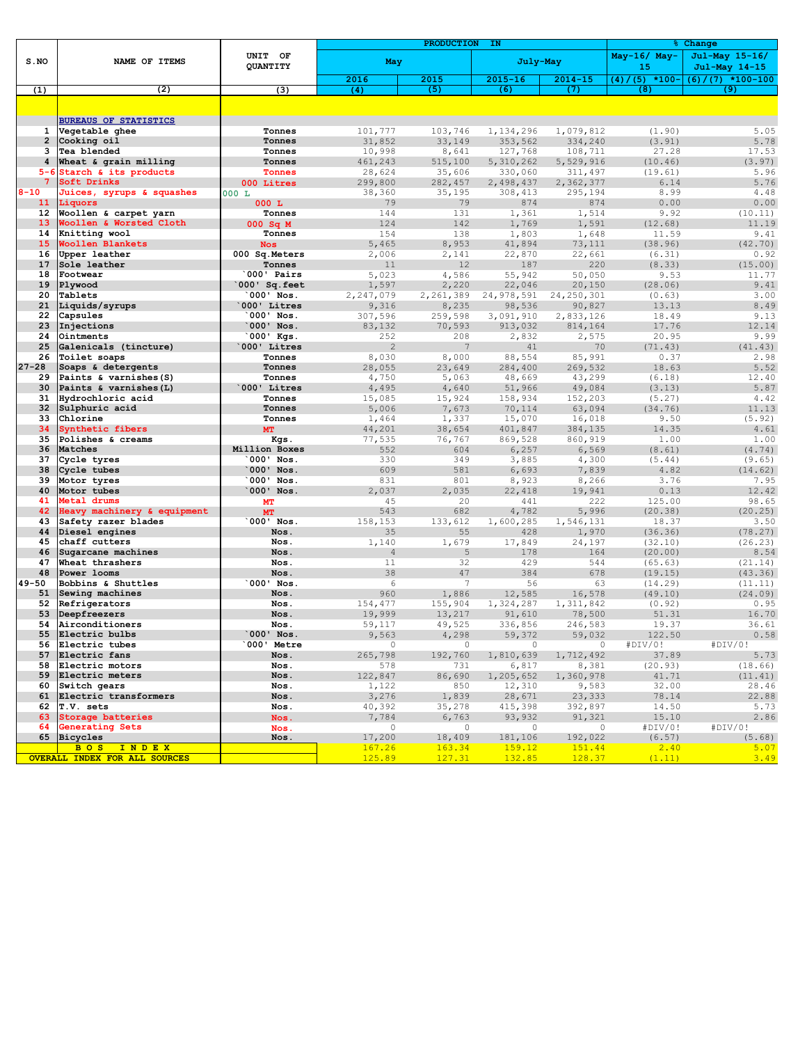| S.NO | NAME OF ITEMS | UNIT OF QUANTITY | PRODUCTION IN | | | | % Change | |
|---|---|---|---|---|---|---|---|---|
| | | | May | | July-May | | May-16/ May-15 | Jul-May 15-16/ Jul-May 14-15 |
| | | | 2016 | 2015 | 2015-16 | 2014-15 | (4)/(5) *100- | (6)/(7) *100-100 |
| (1) | (2) | (3) | (4) | (5) | (6) | (7) | (8) | (9) |
| | BUREAUS OF STATISTICS | | | | | | | |
| 1 | Vegetable ghee | Tonnes | 101,777 | 103,746 | 1,134,296 | 1,079,812 | (1.90) | 5.05 |
| 2 | Cooking oil | Tonnes | 31,852 | 33,149 | 353,562 | 334,240 | (3.91) | 5.78 |
| 3 | Tea blended | Tonnes | 10,998 | 8,641 | 127,768 | 108,711 | 27.28 | 17.53 |
| 4 | Wheat & grain milling | Tonnes | 461,243 | 515,100 | 5,310,262 | 5,529,916 | (10.46) | (3.97) |
| 5-6 | Starch & its products | Tonnes | 28,624 | 35,606 | 330,060 | 311,497 | (19.61) | 5.96 |
| 7 | Soft Drinks | 000 Litres | 299,800 | 282,457 | 2,498,437 | 2,362,377 | 6.14 | 5.76 |
| 8-10 | Juices, syrups & squashes | 000 L | 38,360 | 35,195 | 308,413 | 295,194 | 8.99 | 4.48 |
| 11 | Liquors | 000 L | 79 | 79 | 874 | 874 | 0.00 | 0.00 |
| 12 | Woollen & carpet yarn | Tonnes | 144 | 131 | 1,361 | 1,514 | 9.92 | (10.11) |
| 13 | Woollen & Worsted Cloth | 000 Sq M | 124 | 142 | 1,769 | 1,591 | (12.68) | 11.19 |
| 14 | Knitting wool | Tonnes | 154 | 138 | 1,803 | 1,648 | 11.59 | 9.41 |
| 15 | Woollen Blankets | Nos | 5,465 | 8,953 | 41,894 | 73,111 | (38.96) | (42.70) |
| 16 | Upper leather | 000 Sq.Meters | 2,006 | 2,141 | 22,870 | 22,661 | (6.31) | 0.92 |
| 17 | Sole leather | Tonnes | 11 | 12 | 187 | 220 | (8.33) | (15.00) |
| 18 | Footwear | `000' Pairs | 5,023 | 4,586 | 55,942 | 50,050 | 9.53 | 11.77 |
| 19 | Plywood | `000' Sq.feet | 1,597 | 2,220 | 22,046 | 20,150 | (28.06) | 9.41 |
| 20 | Tablets | `000' Nos. | 2,247,079 | 2,261,389 | 24,978,591 | 24,250,301 | (0.63) | 3.00 |
| 21 | Liquids/syrups | `000' Litres | 9,316 | 8,235 | 98,536 | 90,827 | 13.13 | 8.49 |
| 22 | Capsules | `000' Nos. | 307,596 | 259,598 | 3,091,910 | 2,833,126 | 18.49 | 9.13 |
| 23 | Injections | `000' Nos. | 83,132 | 70,593 | 913,032 | 814,164 | 17.76 | 12.14 |
| 24 | Ointments | `000' Kgs. | 252 | 208 | 2,832 | 2,575 | 20.95 | 9.99 |
| 25 | Galenicals (tincture) | `000' Litres | 2 | 7 | 41 | 70 | (71.43) | (41.43) |
| 26 | Toilet soaps | Tonnes | 8,030 | 8,000 | 88,554 | 85,991 | 0.37 | 2.98 |
| 27-28 | Soaps & detergents | Tonnes | 28,055 | 23,649 | 284,400 | 269,532 | 18.63 | 5.52 |
| 29 | Paints & varnishes(S) | Tonnes | 4,750 | 5,063 | 48,669 | 43,299 | (6.18) | 12.40 |
| 30 | Paints & varnishes(L) | `000' Litres | 4,495 | 4,640 | 51,966 | 49,084 | (3.13) | 5.87 |
| 31 | Hydrochloric acid | Tonnes | 15,085 | 15,924 | 158,934 | 152,203 | (5.27) | 4.42 |
| 32 | Sulphuric acid | Tonnes | 5,006 | 7,673 | 70,114 | 63,094 | (34.76) | 11.13 |
| 33 | Chlorine | Tonnes | 1,464 | 1,337 | 15,070 | 16,018 | 9.50 | (5.92) |
| 34 | Synthetic fibers | MT | 44,201 | 38,654 | 401,847 | 384,135 | 14.35 | 4.61 |
| 35 | Polishes & creams | Kgs. | 77,535 | 76,767 | 869,528 | 860,919 | 1.00 | 1.00 |
| 36 | Matches | Million Boxes | 552 | 604 | 6,257 | 6,569 | (8.61) | (4.74) |
| 37 | Cycle tyres | `000' Nos. | 330 | 349 | 3,885 | 4,300 | (5.44) | (9.65) |
| 38 | Cycle tubes | `000' Nos. | 609 | 581 | 6,693 | 7,839 | 4.82 | (14.62) |
| 39 | Motor tyres | `000' Nos. | 831 | 801 | 8,923 | 8,266 | 3.76 | 7.95 |
| 40 | Motor tubes | `000' Nos. | 2,037 | 2,035 | 22,418 | 19,941 | 0.13 | 12.42 |
| 41 | Metal drums | MT | 45 | 20 | 441 | 222 | 125.00 | 98.65 |
| 42 | Heavy machinery & equipment | MT | 543 | 682 | 4,782 | 5,996 | (20.38) | (20.25) |
| 43 | Safety razer blades | `000' Nos. | 158,153 | 133,612 | 1,600,285 | 1,546,131 | 18.37 | 3.50 |
| 44 | Diesel engines | Nos. | 35 | 55 | 428 | 1,970 | (36.36) | (78.27) |
| 45 | chaff cutters | Nos. | 1,140 | 1,679 | 17,849 | 24,197 | (32.10) | (26.23) |
| 46 | Sugarcane machines | Nos. | 4 | 5 | 178 | 164 | (20.00) | 8.54 |
| 47 | Wheat thrashers | Nos. | 11 | 32 | 429 | 544 | (65.63) | (21.14) |
| 48 | Power looms | Nos. | 38 | 47 | 384 | 678 | (19.15) | (43.36) |
| 49-50 | Bobbins & Shuttles | `000' Nos. | 6 | 7 | 56 | 63 | (14.29) | (11.11) |
| 51 | Sewing machines | Nos. | 960 | 1,886 | 12,585 | 16,578 | (49.10) | (24.09) |
| 52 | Refrigerators | Nos. | 154,477 | 155,904 | 1,324,287 | 1,311,842 | (0.92) | 0.95 |
| 53 | Deepfreezers | Nos. | 19,999 | 13,217 | 91,610 | 78,500 | 51.31 | 16.70 |
| 54 | Airconditioners | Nos. | 59,117 | 49,525 | 336,856 | 246,583 | 19.37 | 36.61 |
| 55 | Electric bulbs | `000' Nos. | 9,563 | 4,298 | 59,372 | 59,032 | 122.50 | 0.58 |
| 56 | Electric tubes | `000' Metre | 0 | 0 | 0 | 0 | #DIV/0! | #DIV/0! |
| 57 | Electric fans | Nos. | 265,798 | 192,760 | 1,810,639 | 1,712,492 | 37.89 | 5.73 |
| 58 | Electric motors | Nos. | 578 | 731 | 6,817 | 8,381 | (20.93) | (18.66) |
| 59 | Electric meters | Nos. | 122,847 | 86,690 | 1,205,652 | 1,360,978 | 41.71 | (11.41) |
| 60 | Switch gears | Nos. | 1,122 | 850 | 12,310 | 9,583 | 32.00 | 28.46 |
| 61 | Electric transformers | Nos. | 3,276 | 1,839 | 28,671 | 23,333 | 78.14 | 22.88 |
| 62 | T.V. sets | Nos. | 40,392 | 35,278 | 415,398 | 392,897 | 14.50 | 5.73 |
| 63 | Storage batteries | Nos. | 7,784 | 6,763 | 93,932 | 91,321 | 15.10 | 2.86 |
| 64 | Generating Sets | Nos. | 0 | 0 | 0 | 0 | #DIV/0! | #DIV/0! |
| 65 | Bicycles | Nos. | 17,200 | 18,409 | 181,106 | 192,022 | (6.57) | (5.68) |
| | B O S I N D E X | | 167.26 | 163.34 | 159.12 | 151.44 | 2.40 | 5.07 |
| OVERALL INDEX FOR ALL SOURCES | | | 125.89 | 127.31 | 132.85 | 128.37 | (1.11) | 3.49 |